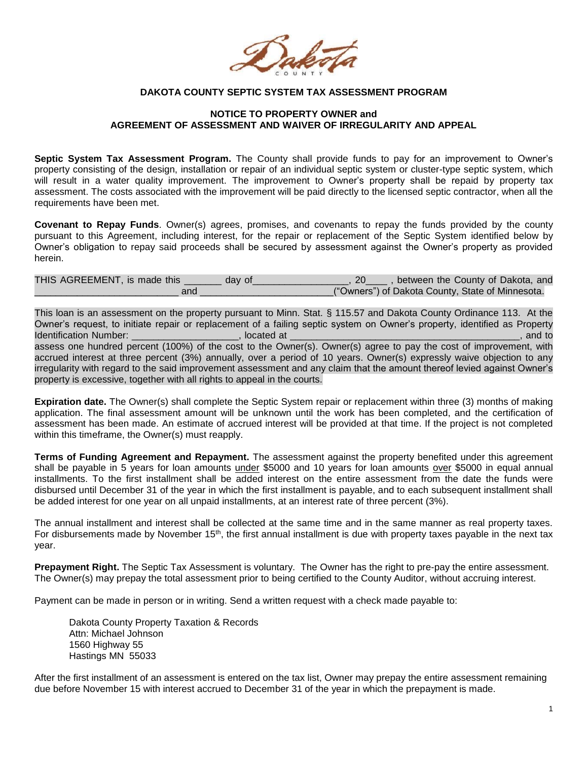**DAKOTA COUNTY SEPTIC SYSTEM TAX ASSESSMENT PROGRAM**

**NOTICE TO PROPERTY OWNER and**
**AGREEMENT OF ASSESSMENT AND WAIVER OF IRREGULARITY AND APPEAL**

**Septic System Tax Assessment Program.** The County shall provide funds to pay for an improvement to Owner's property consisting of the design, installation or repair of an individual septic system or cluster-type septic system, which will result in a water quality improvement. The improvement to Owner's property shall be repaid by property tax assessment. The costs associated with the improvement will be paid directly to the licensed septic contractor, when all the requirements have been met.

**Covenant to Repay Funds**. Owner(s) agrees, promises, and covenants to repay the funds provided by the county pursuant to this Agreement, including interest, for the repair or replacement of the Septic System identified below by Owner's obligation to repay said proceeds shall be secured by assessment against the Owner's property as provided herein.

THIS AGREEMENT, is made this _______ day of_________________, 20____ , between the County of Dakota, and __________________________ and ________________________("Owners") of Dakota County, State of Minnesota.

This loan is an assessment on the property pursuant to Minn. Stat. § 115.57 and Dakota County Ordinance 113. At the Owner's request, to initiate repair or replacement of a failing septic system on Owner's property, identified as Property Identification Number: ___________________, located at _________________________________________, and to assess one hundred percent (100%) of the cost to the Owner(s). Owner(s) agree to pay the cost of improvement, with accrued interest at three percent (3%) annually, over a period of 10 years. Owner(s) expressly waive objection to any irregularity with regard to the said improvement assessment and any claim that the amount thereof levied against Owner's property is excessive, together with all rights to appeal in the courts.

**Expiration date.** The Owner(s) shall complete the Septic System repair or replacement within three (3) months of making application. The final assessment amount will be unknown until the work has been completed, and the certification of assessment has been made. An estimate of accrued interest will be provided at that time. If the project is not completed within this timeframe, the Owner(s) must reapply.

**Terms of Funding Agreement and Repayment.** The assessment against the property benefited under this agreement shall be payable in 5 years for loan amounts under $5000 and 10 years for loan amounts over $5000 in equal annual installments. To the first installment shall be added interest on the entire assessment from the date the funds were disbursed until December 31 of the year in which the first installment is payable, and to each subsequent installment shall be added interest for one year on all unpaid installments, at an interest rate of three percent (3%).

The annual installment and interest shall be collected at the same time and in the same manner as real property taxes. For disbursements made by November 15th, the first annual installment is due with property taxes payable in the next tax year.

**Prepayment Right.** The Septic Tax Assessment is voluntary. The Owner has the right to pre-pay the entire assessment. The Owner(s) may prepay the total assessment prior to being certified to the County Auditor, without accruing interest.

Payment can be made in person or in writing. Send a written request with a check made payable to:

Dakota County Property Taxation & Records
Attn: Michael Johnson
1560 Highway 55
Hastings MN 55033

After the first installment of an assessment is entered on the tax list, Owner may prepay the entire assessment remaining due before November 15 with interest accrued to December 31 of the year in which the prepayment is made.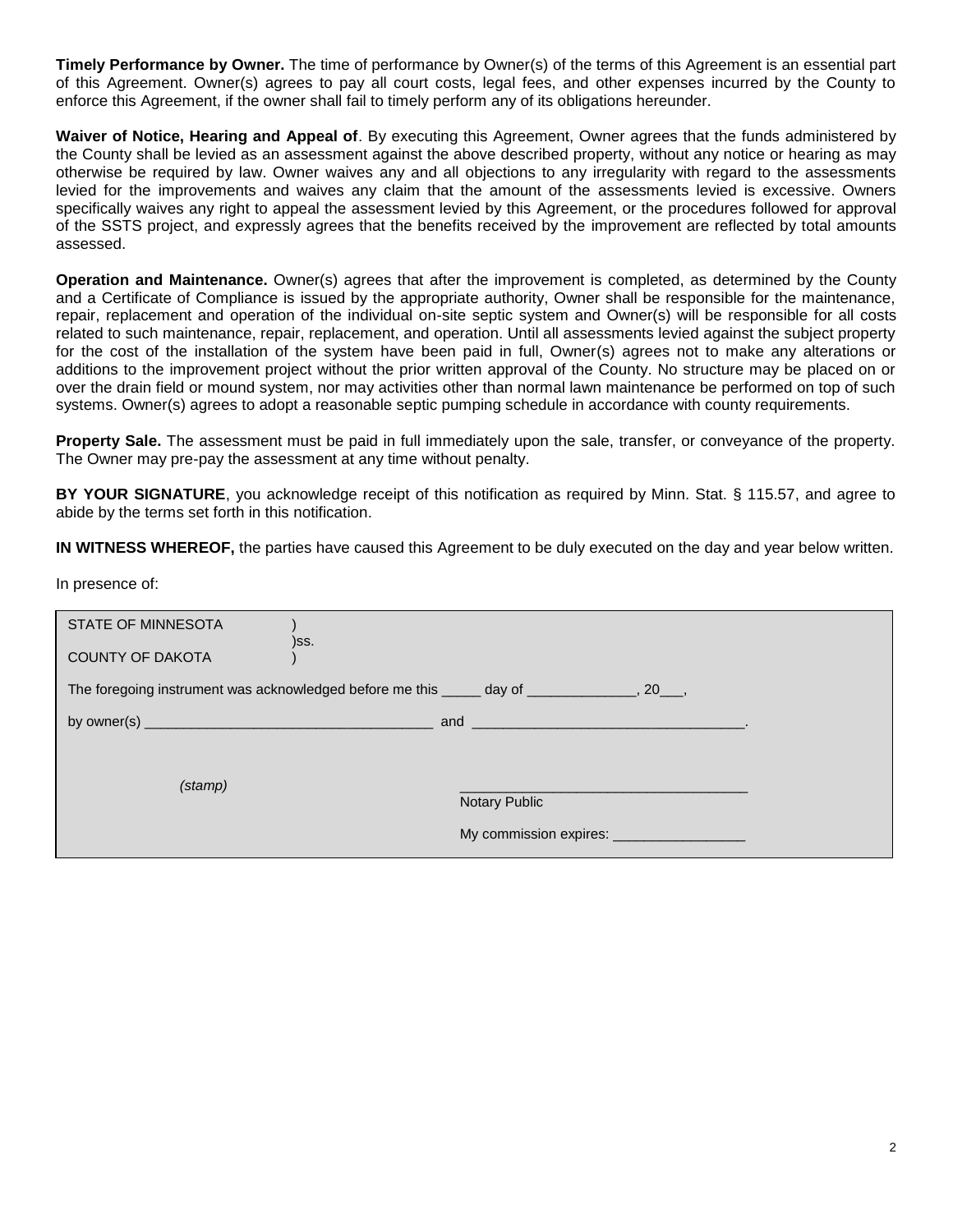**Timely Performance by Owner.** The time of performance by Owner(s) of the terms of this Agreement is an essential part of this Agreement. Owner(s) agrees to pay all court costs, legal fees, and other expenses incurred by the County to enforce this Agreement, if the owner shall fail to timely perform any of its obligations hereunder.

**Waiver of Notice, Hearing and Appeal of**. By executing this Agreement, Owner agrees that the funds administered by the County shall be levied as an assessment against the above described property, without any notice or hearing as may otherwise be required by law. Owner waives any and all objections to any irregularity with regard to the assessments levied for the improvements and waives any claim that the amount of the assessments levied is excessive. Owners specifically waives any right to appeal the assessment levied by this Agreement, or the procedures followed for approval of the SSTS project, and expressly agrees that the benefits received by the improvement are reflected by total amounts assessed.

**Operation and Maintenance.** Owner(s) agrees that after the improvement is completed, as determined by the County and a Certificate of Compliance is issued by the appropriate authority, Owner shall be responsible for the maintenance, repair, replacement and operation of the individual on-site septic system and Owner(s) will be responsible for all costs related to such maintenance, repair, replacement, and operation. Until all assessments levied against the subject property for the cost of the installation of the system have been paid in full, Owner(s) agrees not to make any alterations or additions to the improvement project without the prior written approval of the County. No structure may be placed on or over the drain field or mound system, nor may activities other than normal lawn maintenance be performed on top of such systems. Owner(s) agrees to adopt a reasonable septic pumping schedule in accordance with county requirements.

**Property Sale.** The assessment must be paid in full immediately upon the sale, transfer, or conveyance of the property. The Owner may pre-pay the assessment at any time without penalty.

**BY YOUR SIGNATURE**, you acknowledge receipt of this notification as required by Minn. Stat. § 115.57, and agree to abide by the terms set forth in this notification.

**IN WITNESS WHEREOF,** the parties have caused this Agreement to be duly executed on the day and year below written.

In presence of:

STATE OF MINNESOTA )
)ss.
COUNTY OF DAKOTA )

The foregoing instrument was acknowledged before me this _____ day of ______________, 20___,

by owner(s) ____________________________________ and ___________________________________.

*(stamp)*

____________________________________
Notary Public

My commission expires: _________________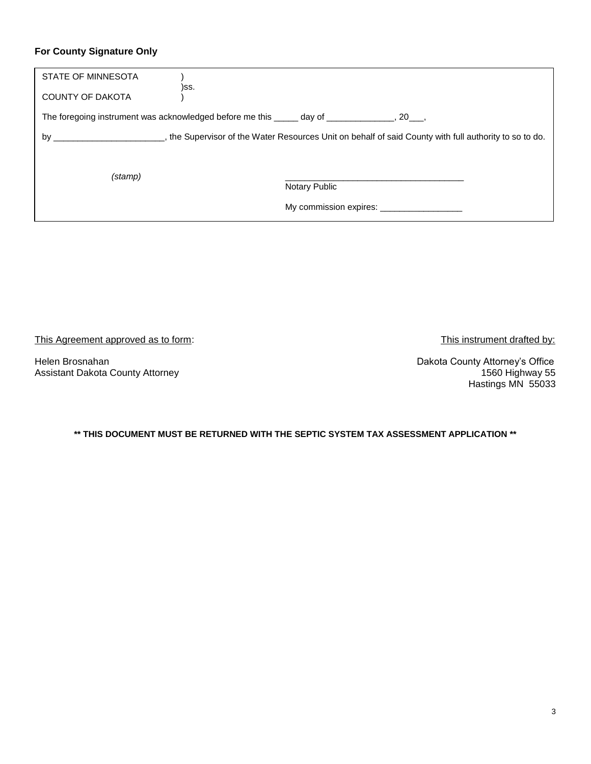**For County Signature Only**

STATE OF MINNESOTA )
)ss.
COUNTY OF DAKOTA )

The foregoing instrument was acknowledged before me this _____ day of ______________, 20___,

by _______________________, the Supervisor of the Water Resources Unit on behalf of said County with full authority to so to do.

*(stamp)*

_____________________________________
Notary Public

My commission expires: _________________

This Agreement approved as to form:

Helen Brosnahan
Assistant Dakota County Attorney

This instrument drafted by:

Dakota County Attorney's Office
1560 Highway 55
Hastings MN 55033

**\*\* THIS DOCUMENT MUST BE RETURNED WITH THE SEPTIC SYSTEM TAX ASSESSMENT APPLICATION \*\***